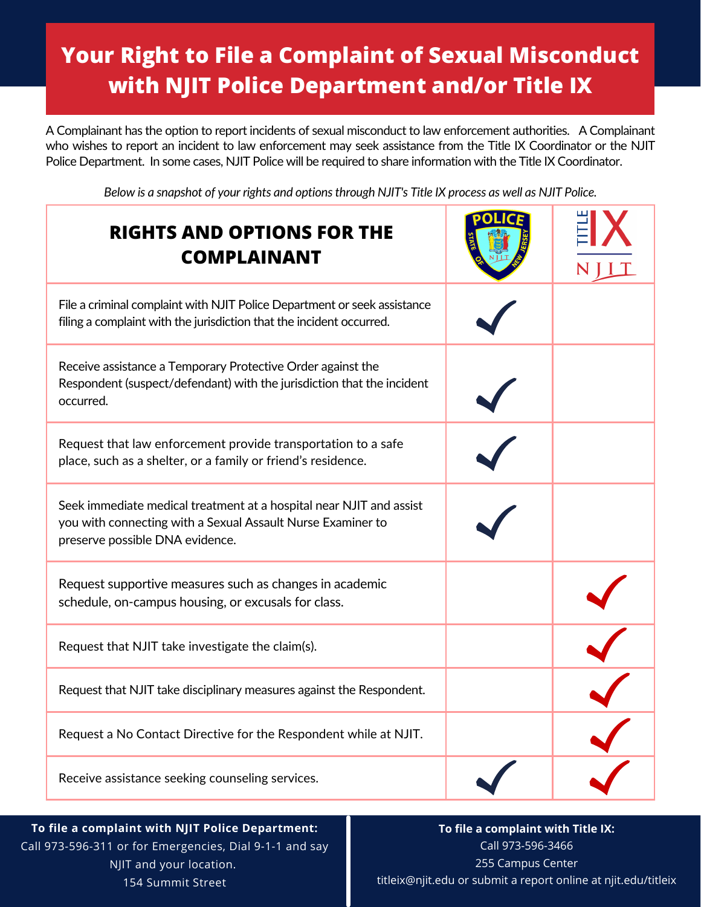# Your Right to File a Complaint of Sexual Misconduct with NJIT Police Department and/or Title IX

A Complainant has the option to report incidents of sexual misconduct to law enforcement authorities. A Complainant who wishes to report an incident to law enforcement may seek assistance from the Title IX Coordinator or the NJIT Police Department. In some cases, NJIT Police will be required to share information with the Title IX Coordinator.

*Below is a snapshot of your rights and options through NJIT's Title IX process as well as NJIT Police.*

| RIGHTS AND OPTIONS FOR THE COMPLAINANT | POLICE | TITLE IX NJIT |
|---|---|---|
| File a criminal complaint with NJIT Police Department or seek assistance filing a complaint with the jurisdiction that the incident occurred. | ✓ | |
| Receive assistance a Temporary Protective Order against the Respondent (suspect/defendant) with the jurisdiction that the incident occurred. | ✓ | |
| Request that law enforcement provide transportation to a safe place, such as a shelter, or a family or friend's residence. | ✓ | |
| Seek immediate medical treatment at a hospital near NJIT and assist you with connecting with a Sexual Assault Nurse Examiner to preserve possible DNA evidence. | ✓ | |
| Request supportive measures such as changes in academic schedule, on-campus housing, or excusals for class. | | ✓ |
| Request that NJIT take investigate the claim(s). | | ✓ |
| Request that NJIT take disciplinary measures against the Respondent. | | ✓ |
| Request a No Contact Directive for the Respondent while at NJIT. | | ✓ |
| Receive assistance seeking counseling services. | ✓ | ✓ |

**To file a complaint with NJIT Police Department:**
Call 973-596-311 or for Emergencies, Dial 9-1-1 and say NJIT and your location.
154 Summit Street

**To file a complaint with Title IX:**
Call 973-596-3466
255 Campus Center
titleix@njit.edu or submit a report online at njit.edu/titleix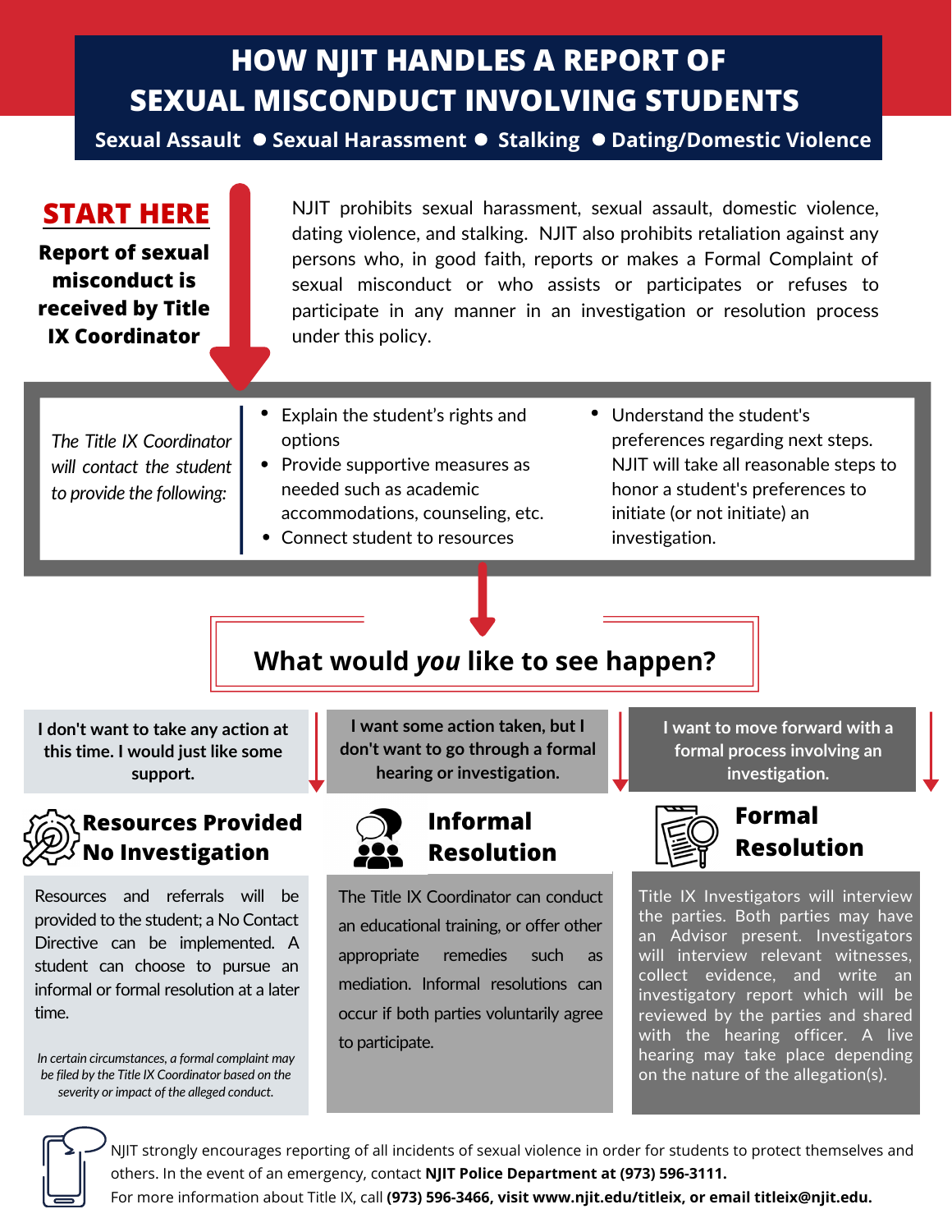# HOW NJIT HANDLES A REPORT OF SEXUAL MISCONDUCT INVOLVING STUDENTS

**Sexual Assault ● Sexual Harassment ● Stalking ● Dating/Domestic Violence**

## START HERE

**Report of sexual misconduct is received by Title IX Coordinator**

NJIT prohibits sexual harassment, sexual assault, domestic violence, dating violence, and stalking. NJIT also prohibits retaliation against any persons who, in good faith, reports or makes a Formal Complaint of sexual misconduct or who assists or participates or refuses to participate in any manner in an investigation or resolution process under this policy.

*The Title IX Coordinator will contact the student to provide the following:*

- Explain the student's rights and options
- Provide supportive measures as needed such as academic accommodations, counseling, etc.
- Connect student to resources
- Understand the student's preferences regarding next steps. NJIT will take all reasonable steps to honor a student's preferences to initiate (or not initiate) an investigation.

## What would *you* like to see happen?

**I don't want to take any action at this time. I would just like some support.**

### Resources Provided No Investigation

Resources and referrals will be provided to the student; a No Contact Directive can be implemented. A student can choose to pursue an informal or formal resolution at a later time.

*In certain circumstances, a formal complaint may be filed by the Title IX Coordinator based on the severity or impact of the alleged conduct.*

**I want some action taken, but I don't want to go through a formal hearing or investigation.**

### Informal Resolution

The Title IX Coordinator can conduct an educational training, or offer other appropriate remedies such as mediation. Informal resolutions can occur if both parties voluntarily agree to participate.

**I want to move forward with a formal process involving an investigation.**

### Formal Resolution

Title IX Investigators will interview the parties. Both parties may have an Advisor present. Investigators will interview relevant witnesses, collect evidence, and write an investigatory report which will be reviewed by the parties and shared with the hearing officer. A live hearing may take place depending on the nature of the allegation(s).

NJIT strongly encourages reporting of all incidents of sexual violence in order for students to protect themselves and others. In the event of an emergency, contact **NJIT Police Department at (973) 596-3111.**
For more information about Title IX, call **(973) 596-3466, visit www.njit.edu/titleix, or email titleix@njit.edu.**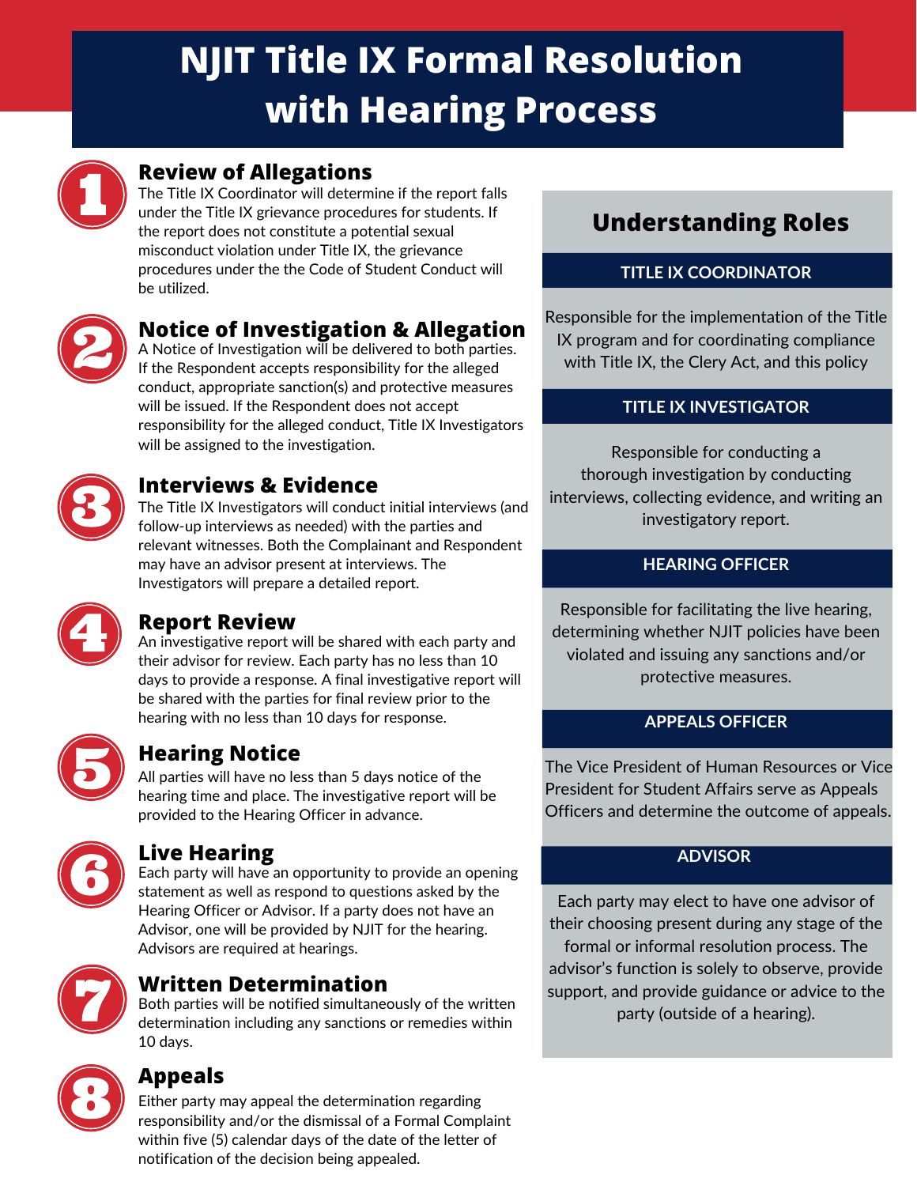# NJIT Title IX Formal Resolution with Hearing Process

## 1. Review of Allegations

The Title IX Coordinator will determine if the report falls under the Title IX grievance procedures for students. If the report does not constitute a potential sexual misconduct violation under Title IX, the grievance procedures under the the Code of Student Conduct will be utilized.

## 2. Notice of Investigation & Allegation

A Notice of Investigation will be delivered to both parties. If the Respondent accepts responsibility for the alleged conduct, appropriate sanction(s) and protective measures will be issued. If the Respondent does not accept responsibility for the alleged conduct, Title IX Investigators will be assigned to the investigation.

## 3. Interviews & Evidence

The Title IX Investigators will conduct initial interviews (and follow-up interviews as needed) with the parties and relevant witnesses. Both the Complainant and Respondent may have an advisor present at interviews. The Investigators will prepare a detailed report.

## 4. Report Review

An investigative report will be shared with each party and their advisor for review. Each party has no less than 10 days to provide a response. A final investigative report will be shared with the parties for final review prior to the hearing with no less than 10 days for response.

## 5. Hearing Notice

All parties will have no less than 5 days notice of the hearing time and place. The investigative report will be provided to the Hearing Officer in advance.

## 6. Live Hearing

Each party will have an opportunity to provide an opening statement as well as respond to questions asked by the Hearing Officer or Advisor. If a party does not have an Advisor, one will be provided by NJIT for the hearing. Advisors are required at hearings.

## 7. Written Determination

Both parties will be notified simultaneously of the written determination including any sanctions or remedies within 10 days.

## 8. Appeals

Either party may appeal the determination regarding responsibility and/or the dismissal of a Formal Complaint within five (5) calendar days of the date of the letter of notification of the decision being appealed.

## Understanding Roles

### TITLE IX COORDINATOR

Responsible for the implementation of the Title IX program and for coordinating compliance with Title IX, the Clery Act, and this policy

### TITLE IX INVESTIGATOR

Responsible for conducting a thorough investigation by conducting interviews, collecting evidence, and writing an investigatory report.

### HEARING OFFICER

Responsible for facilitating the live hearing, determining whether NJIT policies have been violated and issuing any sanctions and/or protective measures.

### APPEALS OFFICER

The Vice President of Human Resources or Vice President for Student Affairs serve as Appeals Officers and determine the outcome of appeals.

### ADVISOR

Each party may elect to have one advisor of their choosing present during any stage of the formal or informal resolution process. The advisor's function is solely to observe, provide support, and provide guidance or advice to the party (outside of a hearing).